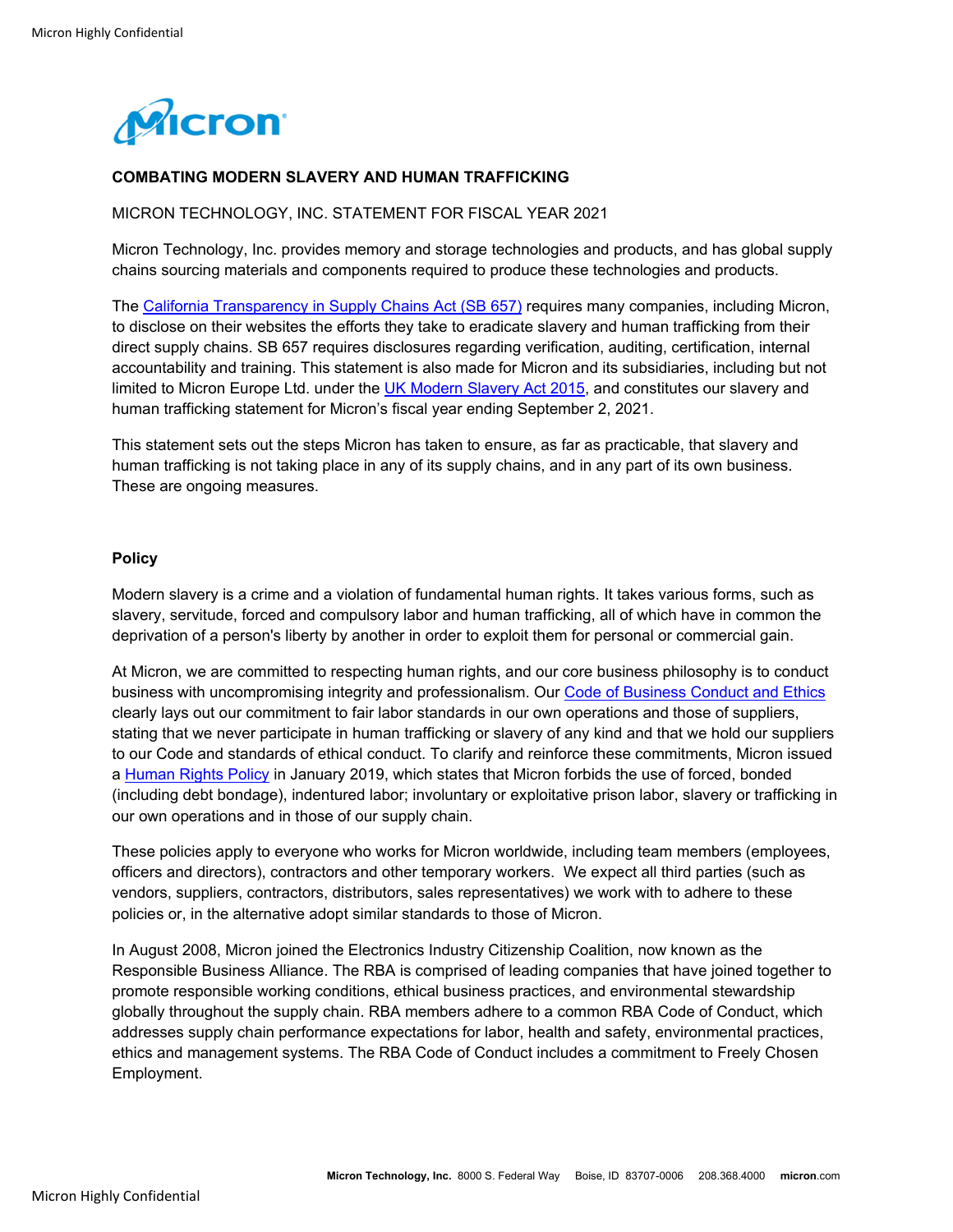**COMBATING MODERN SLAVERY AND HUMAN TRAFFICKING**

MICRON TECHNOLOGY, INC. STATEMENT FOR FISCAL YEAR 2021

Micron Technology, Inc. provides memory and storage technologies and products, and has global supply chains sourcing materials and components required to produce these technologies and products.

The California Transparency in Supply Chains Act (SB 657) requires many companies, including Micron, to disclose on their websites the efforts they take to eradicate slavery and human trafficking from their direct supply chains. SB 657 requires disclosures regarding verification, auditing, certification, internal accountability and training. This statement is also made for Micron and its subsidiaries, including but not limited to Micron Europe Ltd. under the UK Modern Slavery Act 2015, and constitutes our slavery and human trafficking statement for Micron's fiscal year ending September 2, 2021.

This statement sets out the steps Micron has taken to ensure, as far as practicable, that slavery and human trafficking is not taking place in any of its supply chains, and in any part of its own business. These are ongoing measures.

**Policy**

Modern slavery is a crime and a violation of fundamental human rights. It takes various forms, such as slavery, servitude, forced and compulsory labor and human trafficking, all of which have in common the deprivation of a person's liberty by another in order to exploit them for personal or commercial gain.

At Micron, we are committed to respecting human rights, and our core business philosophy is to conduct business with uncompromising integrity and professionalism. Our Code of Business Conduct and Ethics clearly lays out our commitment to fair labor standards in our own operations and those of suppliers, stating that we never participate in human trafficking or slavery of any kind and that we hold our suppliers to our Code and standards of ethical conduct. To clarify and reinforce these commitments, Micron issued a Human Rights Policy in January 2019, which states that Micron forbids the use of forced, bonded (including debt bondage), indentured labor; involuntary or exploitative prison labor, slavery or trafficking in our own operations and in those of our supply chain.

These policies apply to everyone who works for Micron worldwide, including team members (employees, officers and directors), contractors and other temporary workers. We expect all third parties (such as vendors, suppliers, contractors, distributors, sales representatives) we work with to adhere to these policies or, in the alternative adopt similar standards to those of Micron.

In August 2008, Micron joined the Electronics Industry Citizenship Coalition, now known as the Responsible Business Alliance. The RBA is comprised of leading companies that have joined together to promote responsible working conditions, ethical business practices, and environmental stewardship globally throughout the supply chain. RBA members adhere to a common RBA Code of Conduct, which addresses supply chain performance expectations for labor, health and safety, environmental practices, ethics and management systems. The RBA Code of Conduct includes a commitment to Freely Chosen Employment.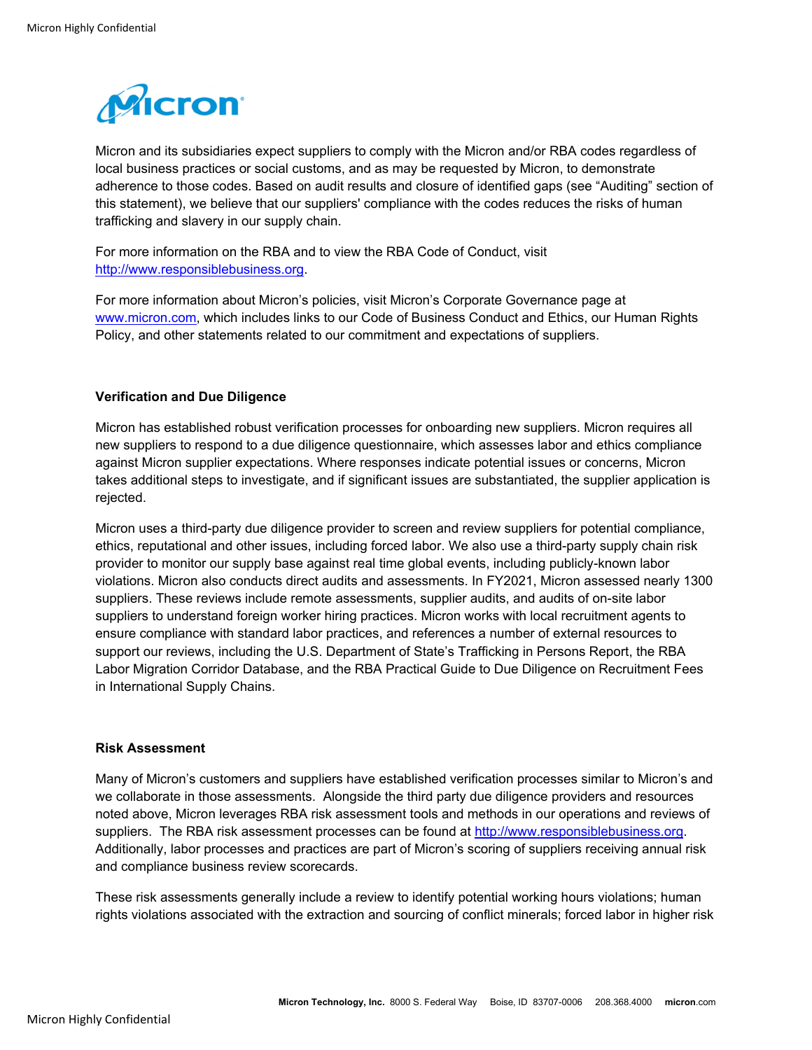Micron and its subsidiaries expect suppliers to comply with the Micron and/or RBA codes regardless of local business practices or social customs, and as may be requested by Micron, to demonstrate adherence to those codes. Based on audit results and closure of identified gaps (see "Auditing" section of this statement), we believe that our suppliers' compliance with the codes reduces the risks of human trafficking and slavery in our supply chain.

For more information on the RBA and to view the RBA Code of Conduct, visit http://www.responsiblebusiness.org.

For more information about Micron's policies, visit Micron's Corporate Governance page at www.micron.com, which includes links to our Code of Business Conduct and Ethics, our Human Rights Policy, and other statements related to our commitment and expectations of suppliers.

**Verification and Due Diligence**

Micron has established robust verification processes for onboarding new suppliers. Micron requires all new suppliers to respond to a due diligence questionnaire, which assesses labor and ethics compliance against Micron supplier expectations. Where responses indicate potential issues or concerns, Micron takes additional steps to investigate, and if significant issues are substantiated, the supplier application is rejected.

Micron uses a third-party due diligence provider to screen and review suppliers for potential compliance, ethics, reputational and other issues, including forced labor. We also use a third-party supply chain risk provider to monitor our supply base against real time global events, including publicly-known labor violations. Micron also conducts direct audits and assessments. In FY2021, Micron assessed nearly 1300 suppliers. These reviews include remote assessments, supplier audits, and audits of on-site labor suppliers to understand foreign worker hiring practices. Micron works with local recruitment agents to ensure compliance with standard labor practices, and references a number of external resources to support our reviews, including the U.S. Department of State's Trafficking in Persons Report, the RBA Labor Migration Corridor Database, and the RBA Practical Guide to Due Diligence on Recruitment Fees in International Supply Chains.

**Risk Assessment**

Many of Micron's customers and suppliers have established verification processes similar to Micron's and we collaborate in those assessments. Alongside the third party due diligence providers and resources noted above, Micron leverages RBA risk assessment tools and methods in our operations and reviews of suppliers. The RBA risk assessment processes can be found at http://www.responsiblebusiness.org. Additionally, labor processes and practices are part of Micron's scoring of suppliers receiving annual risk and compliance business review scorecards.

These risk assessments generally include a review to identify potential working hours violations; human rights violations associated with the extraction and sourcing of conflict minerals; forced labor in higher risk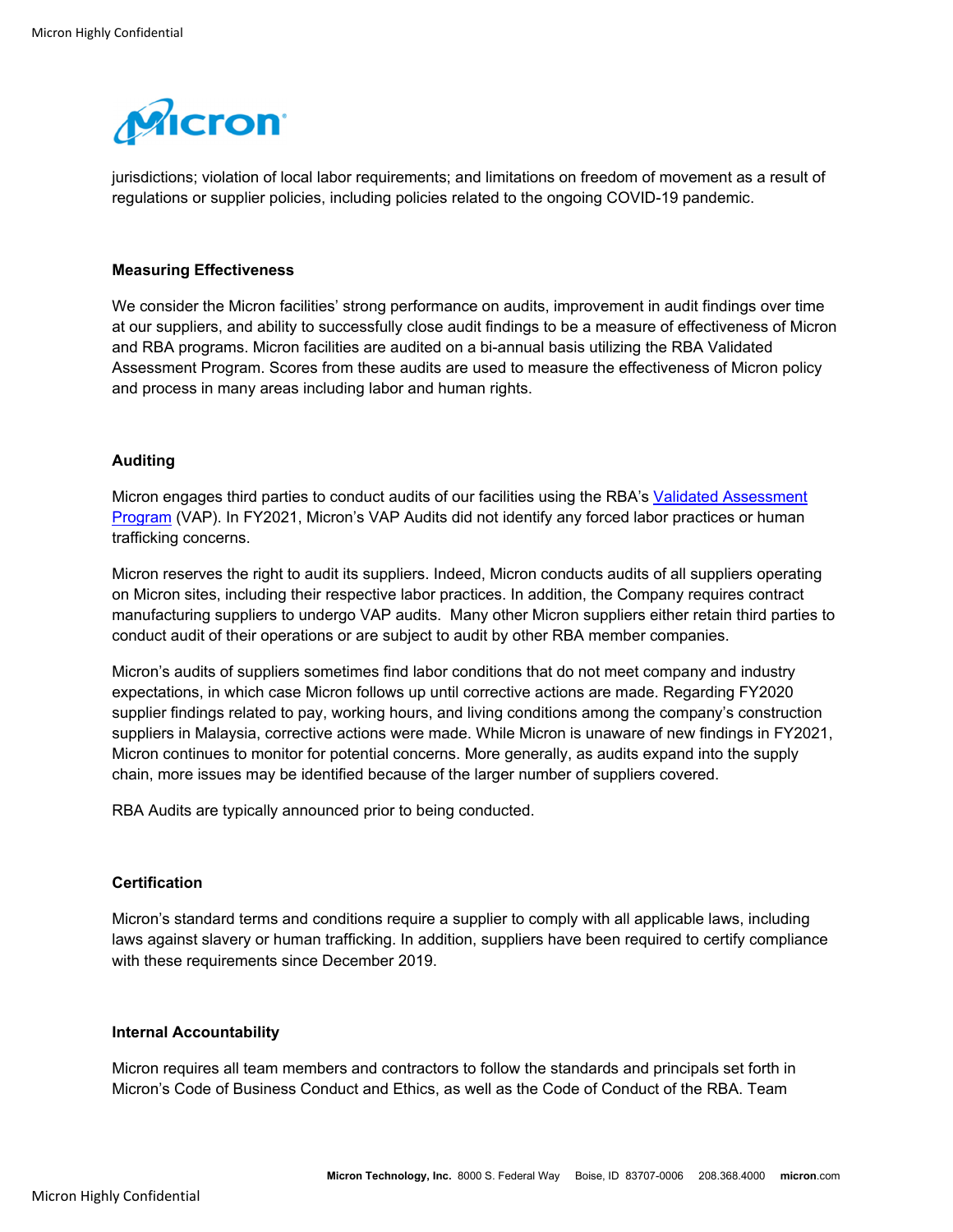jurisdictions; violation of local labor requirements; and limitations on freedom of movement as a result of regulations or supplier policies, including policies related to the ongoing COVID-19 pandemic.

**Measuring Effectiveness**

We consider the Micron facilities' strong performance on audits, improvement in audit findings over time at our suppliers, and ability to successfully close audit findings to be a measure of effectiveness of Micron and RBA programs. Micron facilities are audited on a bi-annual basis utilizing the RBA Validated Assessment Program. Scores from these audits are used to measure the effectiveness of Micron policy and process in many areas including labor and human rights.

**Auditing**

Micron engages third parties to conduct audits of our facilities using the RBA's Validated Assessment Program (VAP). In FY2021, Micron's VAP Audits did not identify any forced labor practices or human trafficking concerns.

Micron reserves the right to audit its suppliers. Indeed, Micron conducts audits of all suppliers operating on Micron sites, including their respective labor practices. In addition, the Company requires contract manufacturing suppliers to undergo VAP audits. Many other Micron suppliers either retain third parties to conduct audit of their operations or are subject to audit by other RBA member companies.

Micron's audits of suppliers sometimes find labor conditions that do not meet company and industry expectations, in which case Micron follows up until corrective actions are made. Regarding FY2020 supplier findings related to pay, working hours, and living conditions among the company's construction suppliers in Malaysia, corrective actions were made. While Micron is unaware of new findings in FY2021, Micron continues to monitor for potential concerns. More generally, as audits expand into the supply chain, more issues may be identified because of the larger number of suppliers covered.

RBA Audits are typically announced prior to being conducted.

**Certification**

Micron's standard terms and conditions require a supplier to comply with all applicable laws, including laws against slavery or human trafficking. In addition, suppliers have been required to certify compliance with these requirements since December 2019.

**Internal Accountability**

Micron requires all team members and contractors to follow the standards and principals set forth in Micron's Code of Business Conduct and Ethics, as well as the Code of Conduct of the RBA. Team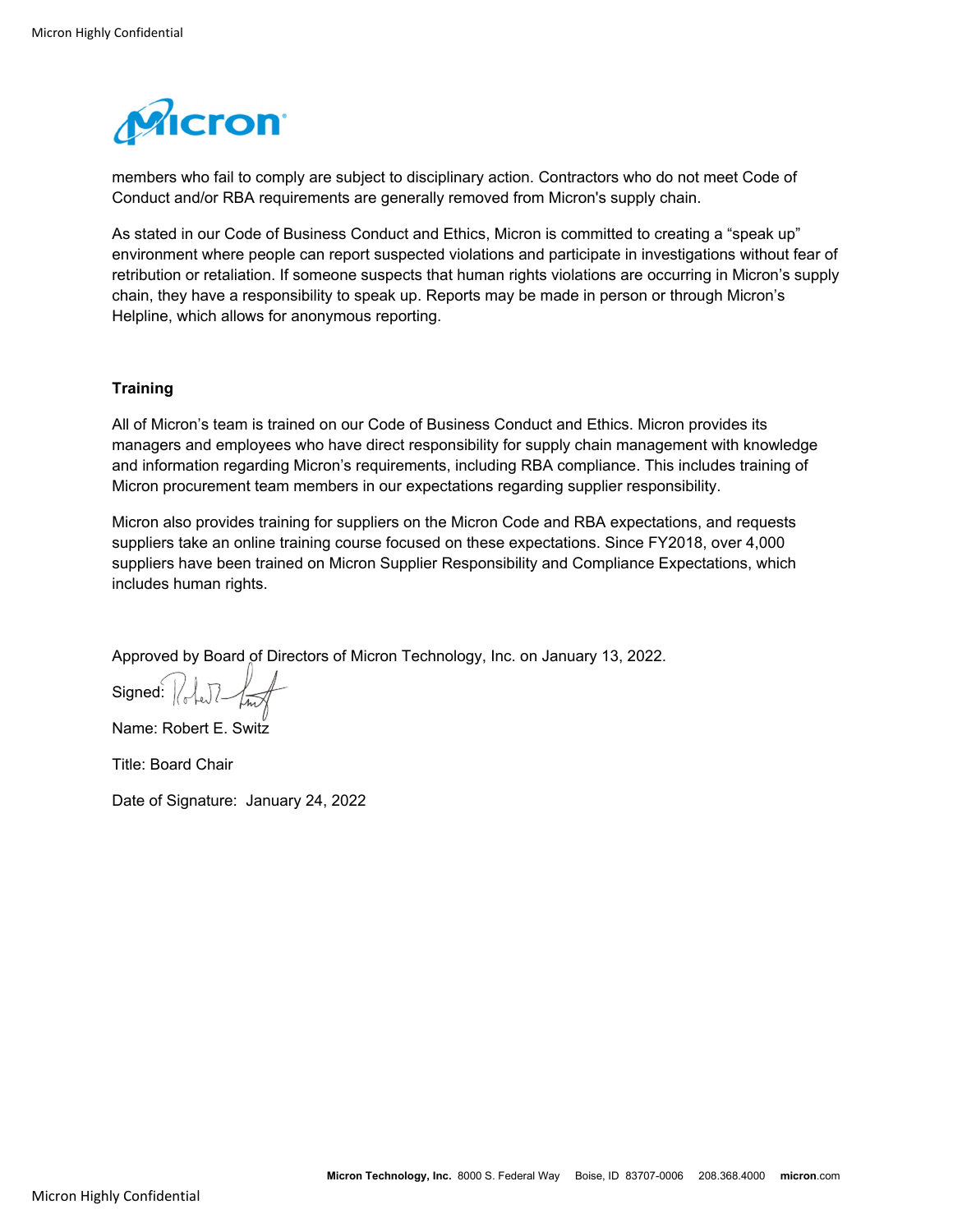members who fail to comply are subject to disciplinary action. Contractors who do not meet Code of Conduct and/or RBA requirements are generally removed from Micron's supply chain.

As stated in our Code of Business Conduct and Ethics, Micron is committed to creating a "speak up" environment where people can report suspected violations and participate in investigations without fear of retribution or retaliation. If someone suspects that human rights violations are occurring in Micron's supply chain, they have a responsibility to speak up. Reports may be made in person or through Micron's Helpline, which allows for anonymous reporting.

**Training**

All of Micron's team is trained on our Code of Business Conduct and Ethics. Micron provides its managers and employees who have direct responsibility for supply chain management with knowledge and information regarding Micron's requirements, including RBA compliance. This includes training of Micron procurement team members in our expectations regarding supplier responsibility.

Micron also provides training for suppliers on the Micron Code and RBA expectations, and requests suppliers take an online training course focused on these expectations. Since FY2018, over 4,000 suppliers have been trained on Micron Supplier Responsibility and Compliance Expectations, which includes human rights.

Approved by Board of Directors of Micron Technology, Inc. on January 13, 2022.

Signed:

Name: Robert E. Switz

Title: Board Chair

Date of Signature: January 24, 2022